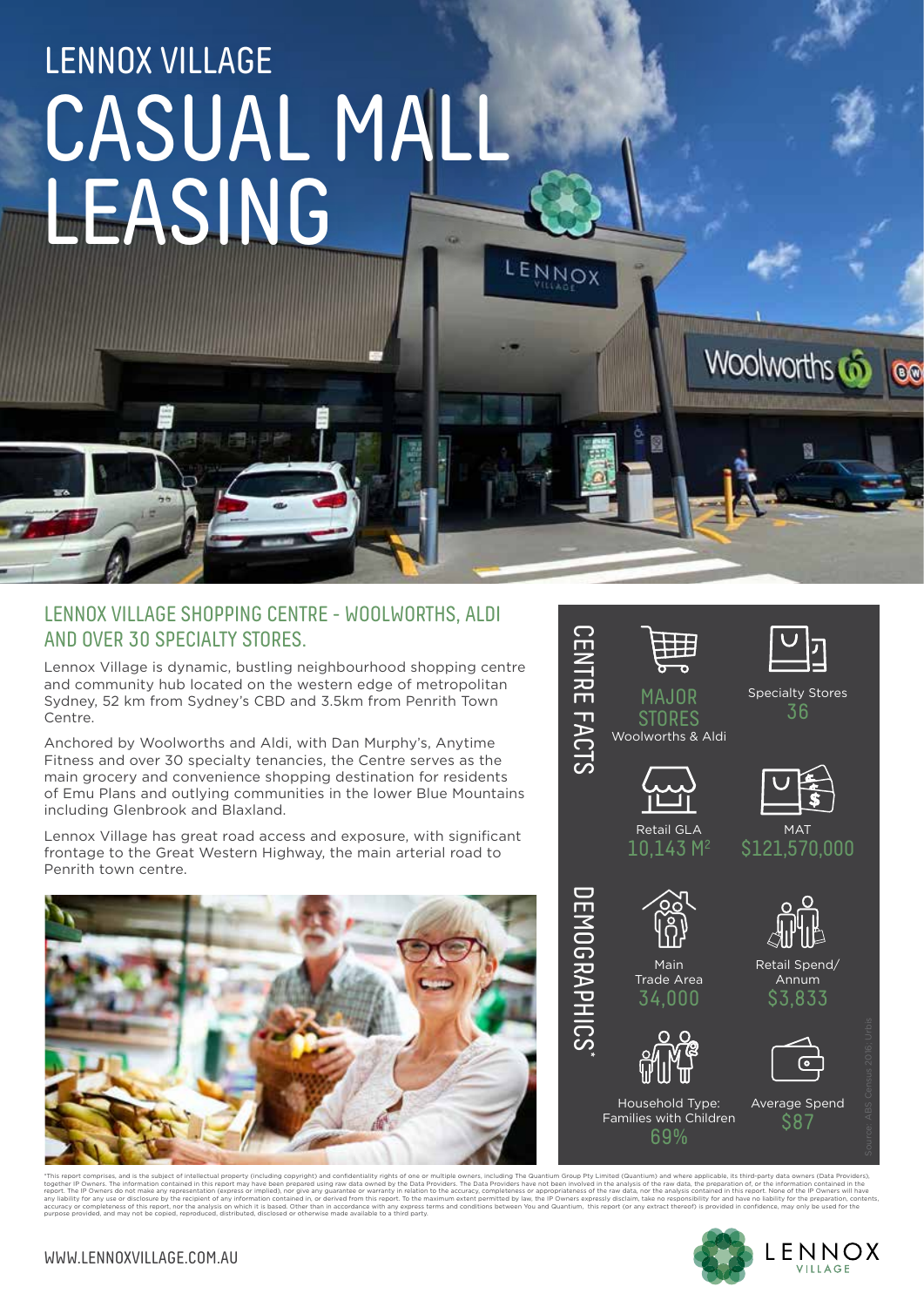# LENNOX VILLAGE CASUAL MALL LEASING

## LENNOX VILLAGE SHOPPING CENTRE - WOOLWORTHS, ALDI AND OVER 30 SPECIALTY STORES.

Lennox Village is dynamic, bustling neighbourhood shopping centre and community hub located on the western edge of metropolitan Sydney, 52 km from Sydney's CBD and 3.5km from Penrith Town Centre.

Anchored by Woolworths and Aldi, with Dan Murphy's, Anytime Fitness and over 30 specialty tenancies, the Centre serves as the main grocery and convenience shopping destination for residents of Emu Plans and outlying communities in the lower Blue Mountains including Glenbrook and Blaxland.

Lennox Village has great road access and exposure, with significant frontage to the Great Western Highway, the main arterial road to Penrith town centre.

### CENTRE FACTS

- **MAJOR STORES:** Woolworths & Aldi
- **Specialty Stores:** 36
- **Retail GLA:** 10,143 M$^2$
- **MAT:** $121,570,000

### DEMOGRAPHICS*

- **Main Trade Area:** 34,000
- **Retail Spend/ Annum:** $3,833
- **Household Type: Families with Children:** 69%
- **Average Spend:** $87

Source: ABS Census 2016, Urbis

*This report comprises, and is the subject of intellectual property (including copyright) and confidentiality rights of one or multiple owners, including The Quantium Group Pty Limited (Quantium) and where applicable, its third-party data owners (Data Providers), together IP Owners. The information contained in this report may have been prepared using raw data owned by the Data Providers. The Data Providers have not been involved in the analysis of the raw data, the preparation of, or the information contained in the report. The IP Owners do not make any representation (express or implied), nor give any guarantee or warranty in relation to the accuracy, completeness or appropriateness of the raw data, nor the analysis contained in this report. None of the IP Owners will have any liability for any use or disclosure by the recipient of any information contained in, or derived from this report. To the maximum extent permitted by law, the IP Owners expressly disclaim, take no responsibility for and have no liability for the preparation, contents, accuracy or completeness of this report, nor the analysis on which it is based. Other than in accordance with any express terms and conditions between You and Quantium, this report (or any extract thereof) is provided in confidence, may only be used for the purpose provided, and may not be copied, reproduced, distributed, disclosed or otherwise made available to a third party.

WWW.LENNOXVILLAGE.COM.AU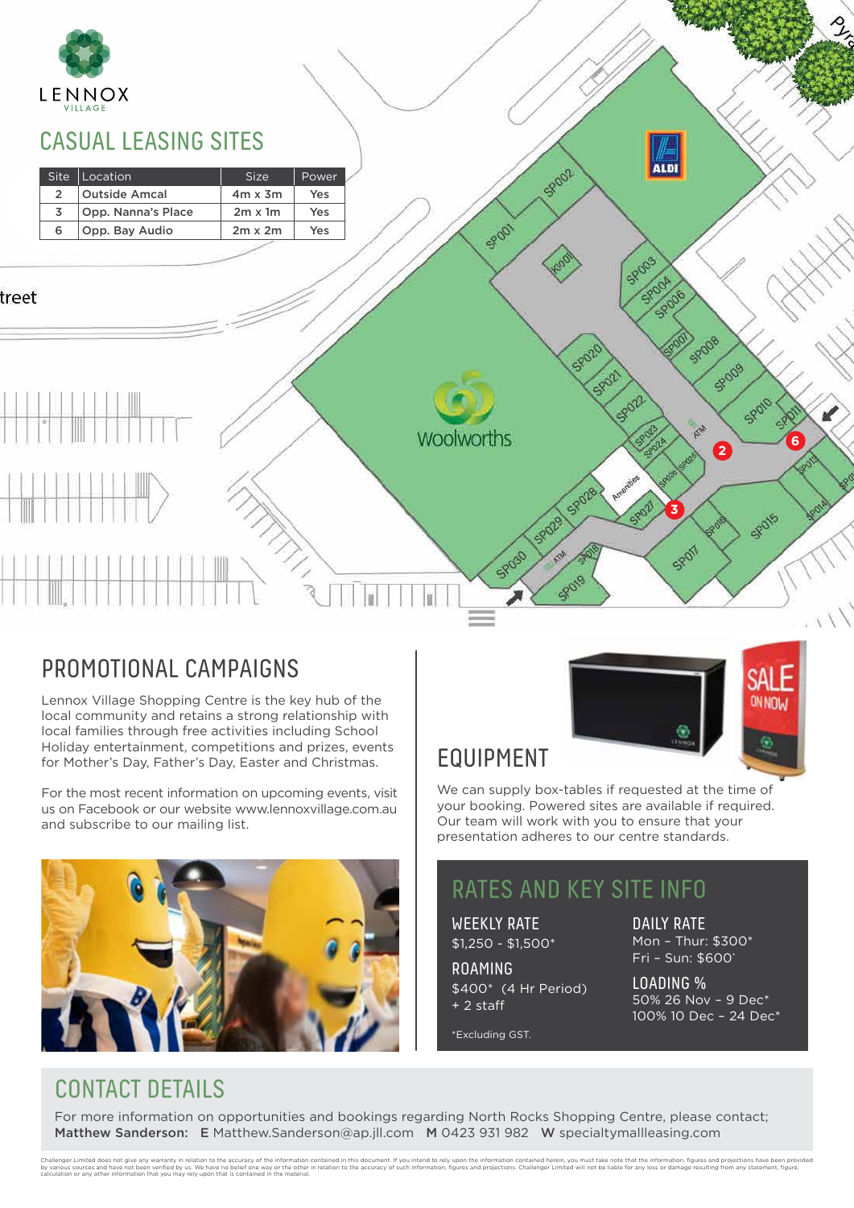LENNOX VILLAGE

## CASUAL LEASING SITES

| Site | Location | Size | Power |
|---|---|---|---|
| 2 | Outside Amcal | 4m x 3m | Yes |
| 3 | Opp. Nanna's Place | 2m x 1m | Yes |
| 6 | Opp. Bay Audio | 2m x 2m | Yes |

## PROMOTIONAL CAMPAIGNS

Lennox Village Shopping Centre is the key hub of the local community and retains a strong relationship with local families through free activities including School Holiday entertainment, competitions and prizes, events for Mother's Day, Father's Day, Easter and Christmas.

For the most recent information on upcoming events, visit us on Facebook or our website www.lennoxvillage.com.au and subscribe to our mailing list.

## EQUIPMENT

We can supply box-tables if requested at the time of your booking. Powered sites are available if required. Our team will work with you to ensure that your presentation adheres to our centre standards.

## RATES AND KEY SITE INFO

**WEEKLY RATE**
$1,250 - $1,500*

**ROAMING**
$400* (4 Hr Period)
+ 2 staff

**DAILY RATE**
Mon – Thur: $300*
Fri – Sun: $600*

**LOADING %**
50% 26 Nov – 9 Dec*
100% 10 Dec – 24 Dec*

*Excluding GST.

## CONTACT DETAILS

For more information on opportunities and bookings regarding North Rocks Shopping Centre, please contact;
**Matthew Sanderson:** **E** Matthew.Sanderson@ap.jll.com **M** 0423 931 982 **W** specialtymallleasing.com

Challenger Limited does not give any warranty in relation to the accuracy of the information contained in this document. If you intend to rely upon the information contained herein, you must take note that the information, figures and projections have been provided by various sources and have not been verified by us. We have no belief one way or the other in relation to the accuracy of such information, figures and projections. Challenger Limited will not be liable for any loss or damage resulting from any statement, figure, calculation or any other information that you may rely upon that is contained in the material.